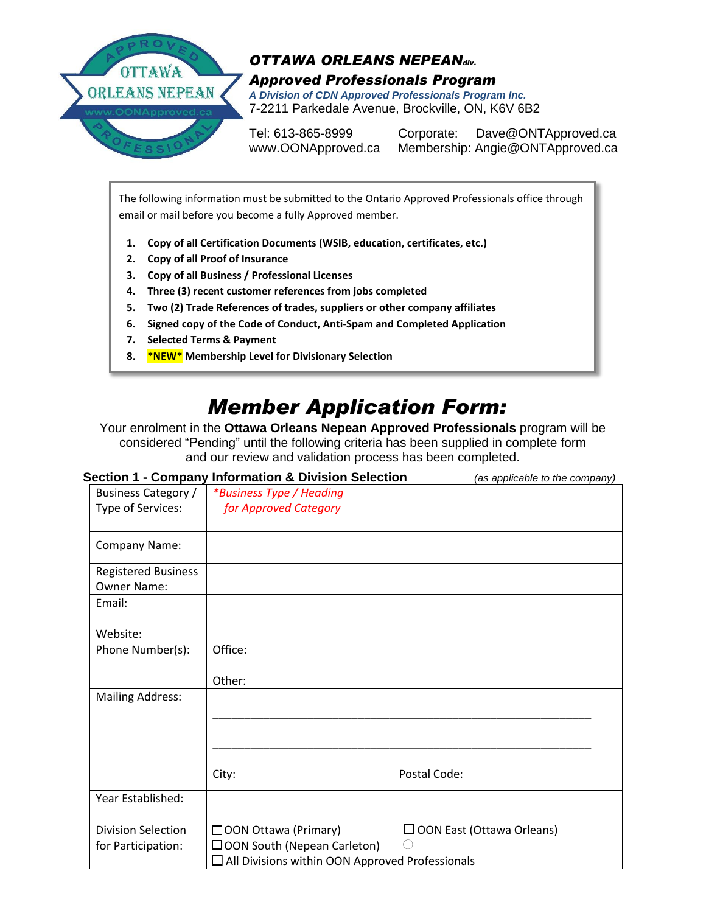**OTTAWA ORLEANS NEPEAN**div.

**Approved Professionals Program**

*A Division of CDN Approved Professionals Program Inc.*

7-2211 Parkedale Avenue, Brockville, ON, K6V 6B2

Tel: 613-865-8999
www.OONApproved.ca

Corporate: Dave@ONTApproved.ca
Membership: Angie@ONTApproved.ca

The following information must be submitted to the Ontario Approved Professionals office through email or mail before you become a fully Approved member.

1. **Copy of all Certification Documents (WSIB, education, certificates, etc.)**
2. **Copy of all Proof of Insurance**
3. **Copy of all Business / Professional Licenses**
4. **Three (3) recent customer references from jobs completed**
5. **Two (2) Trade References of trades, suppliers or other company affiliates**
6. **Signed copy of the Code of Conduct, Anti-Spam and Completed Application**
7. **Selected Terms & Payment**
8. **\*NEW\* Membership Level for Divisionary Selection**

# *Member Application Form:*

Your enrolment in the **Ottawa Orleans Nepean Approved Professionals** program will be considered "Pending" until the following criteria has been supplied in complete form and our review and validation process has been completed.

## Section 1 - Company Information & Division Selection

*(as applicable to the company)*

| | |
|---|---|
| Business Category / Type of Services: | *\*Business Type / Heading for Approved Category* |
| Company Name: | |
| Registered Business Owner Name: | |
| Email:<br><br>Website: | |
| Phone Number(s): | Office:<br><br>Other: |
| Mailing Address: | \_\_\_\_\_\_\_\_\_\_\_\_\_\_\_\_\_\_\_\_\_\_\_\_\_\_\_\_\_\_\_\_\_\_\_\_\_\_\_\_<br><br>\_\_\_\_\_\_\_\_\_\_\_\_\_\_\_\_\_\_\_\_\_\_\_\_\_\_\_\_\_\_\_\_\_\_\_\_\_\_\_\_<br><br>City: Postal Code: |
| Year Established: | |
| Division Selection for Participation: | ☐ OON Ottawa (Primary) ☐ OON East (Ottawa Orleans)<br>☐ OON South (Nepean Carleton) ◯<br>☐ All Divisions within OON Approved Professionals |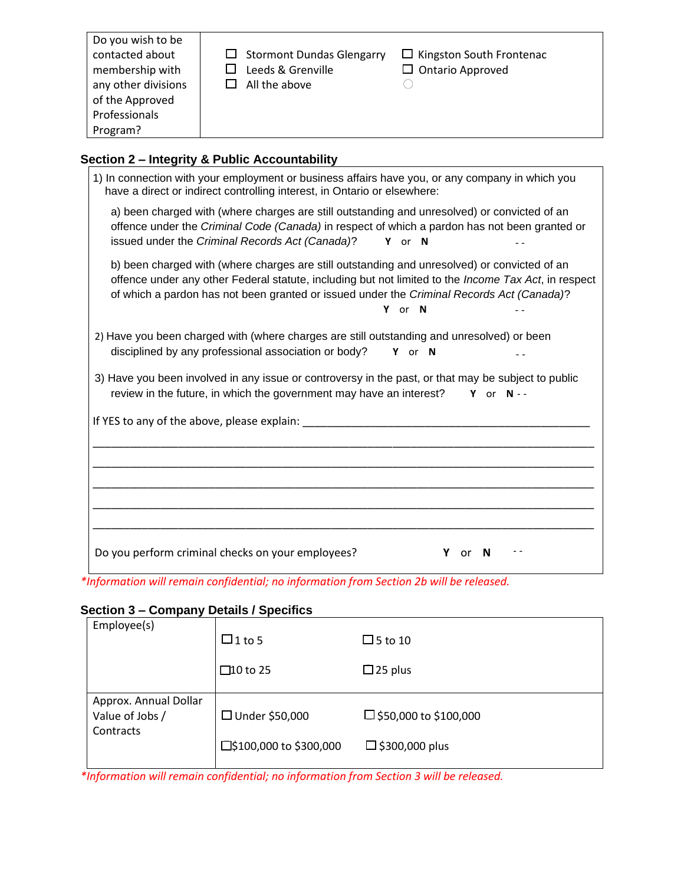| Do you wish to be contacted about membership with any other divisions of the Approved Professionals Program? | ☐ Stormont Dundas Glengarry ☐ Leeds & Grenville ☐ All the above | ☐ Kingston South Frontenac ☐ Ontario Approved ◯ |
|---|---|---|

## Section 2 – Integrity & Public Accountability

1) In connection with your employment or business affairs have you, or any company in which you have a direct or indirect controlling interest, in Ontario or elsewhere:

a) been charged with (where charges are still outstanding and unresolved) or convicted of an offence under the *Criminal Code (Canada)* in respect of which a pardon has not been granted or issued under the *Criminal Records Act (Canada)*? **Y** or **N** - -

b) been charged with (where charges are still outstanding and unresolved) or convicted of an offence under any other Federal statute, including but not limited to the *Income Tax Act*, in respect of which a pardon has not been granted or issued under the *Criminal Records Act (Canada)*? **Y** or **N** - -

2) Have you been charged with (where charges are still outstanding and unresolved) or been disciplined by any professional association or body? **Y** or **N** - -

3) Have you been involved in any issue or controversy in the past, or that may be subject to public review in the future, in which the government may have an interest? **Y** or **N** - -

If YES to any of the above, please explain: ______________________________________________

______________________________________________________________________________

______________________________________________________________________________

______________________________________________________________________________

______________________________________________________________________________

______________________________________________________________________________

Do you perform criminal checks on your employees? **Y** or **N** - -

**Information will remain confidential; no information from Section 2b will be released.*

## Section 3 – Company Details / Specifics

| Employee(s) | ☐ 1 to 5 | ☐ 5 to 10 |
|---|---|---|
| | ☐ 10 to 25 | ☐ 25 plus |
| Approx. Annual Dollar Value of Jobs / Contracts | ☐ Under $50,000 | ☐ $50,000 to $100,000 |
| | ☐ $100,000 to $300,000 | ☐ $300,000 plus |

**Information will remain confidential; no information from Section 3 will be released.*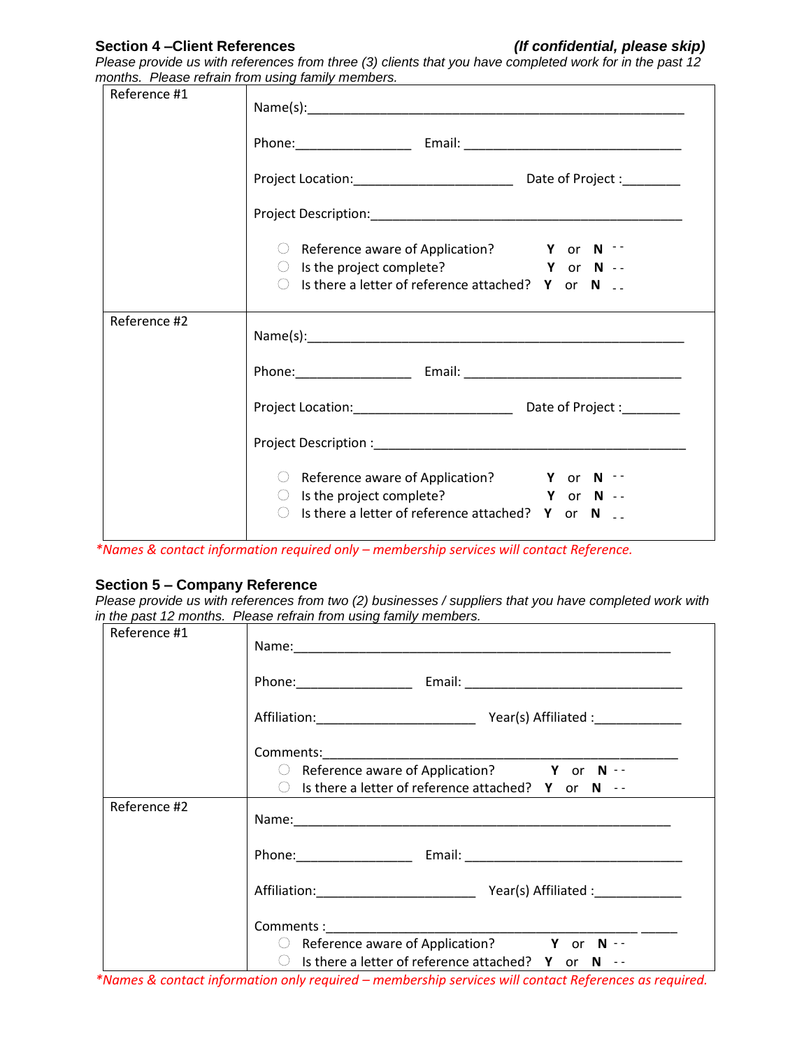## Section 4 –Client References *(If confidential, please skip)*

*Please provide us with references from three (3) clients that you have completed work for in the past 12 months. Please refrain from using family members.*

| Reference #1 | Name(s):_______________________________________________<br><br>Phone:________________ Email: ______________________________<br><br>Project Location:______________________ Date of Project :________<br><br>Project Description:___________________________________________<br><br>○ Reference aware of Application? **Y** or **N** - -<br>○ Is the project complete? **Y** or **N** - -<br>○ Is there a letter of reference attached? **Y** or **N** _ _ |
|---|---|
| Reference #2 | Name(s):_______________________________________________<br><br>Phone:________________ Email: ______________________________<br><br>Project Location:______________________ Date of Project :________<br><br>Project Description :___________________________________________<br><br>○ Reference aware of Application? **Y** or **N** - -<br>○ Is the project complete? **Y** or **N** - -<br>○ Is there a letter of reference attached? **Y** or **N** _ _ |

*\*Names & contact information required only – membership services will contact Reference.*

## Section 5 – Company Reference

*Please provide us with references from two (2) businesses / suppliers that you have completed work with in the past 12 months. Please refrain from using family members.*

| Reference #1 | Name:_____________________________________________________<br><br>Phone:________________ Email: ______________________________<br><br>Affiliation:______________________ Year(s) Affiliated :____________<br><br>Comments:_______________________________________________<br>○ Reference aware of Application? **Y** or **N** - -<br>○ Is there a letter of reference attached? **Y** or **N** - - |
|---|---|
| Reference #2 | Name:_____________________________________________________<br><br>Phone:________________ Email: ______________________________<br><br>Affiliation:______________________ Year(s) Affiliated :____________<br><br>Comments :___________________________________________ _____<br>○ Reference aware of Application? **Y** or **N** - -<br>○ Is there a letter of reference attached? **Y** or **N** - - |

*\*Names & contact information only required – membership services will contact References as required.*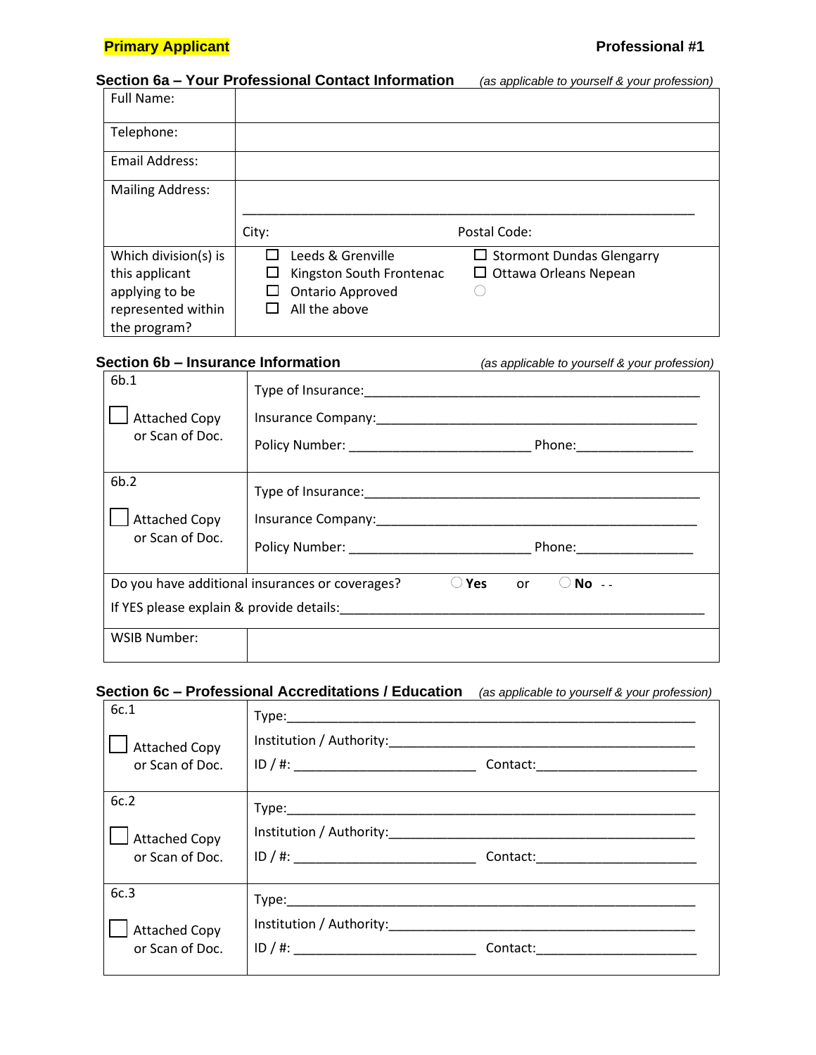**Primary Applicant** **Professional #1**

### Section 6a – Your Professional Contact Information *(as applicable to yourself & your profession)*

| Full Name: | | |
|---|---|---|
| Telephone: | | |
| Email Address: | | |
| Mailing Address: | ______________________________________________ City: | Postal Code: |
| Which division(s) is this applicant applying to be represented within the program? | ☐ Leeds & Grenville<br>☐ Kingston South Frontenac<br>☐ Ontario Approved<br>☐ All the above | ☐ Stormont Dundas Glengarry<br>☐ Ottawa Orleans Nepean<br>○ |

### Section 6b – Insurance Information *(as applicable to yourself & your profession)*

| | |
|---|---|
| 6b.1<br>☐ Attached Copy or Scan of Doc. | Type of Insurance:______________________________<br>Insurance Company:______________________________<br>Policy Number: ____________________ Phone:______________ |
| 6b.2<br>☐ Attached Copy or Scan of Doc. | Type of Insurance:______________________________<br>Insurance Company:______________________________<br>Policy Number: ____________________ Phone:______________ |
| Do you have additional insurances or coverages? ○ **Yes** or ○ **No** - -<br>If YES please explain & provide details:______________________________ | |
| WSIB Number: | |

### Section 6c – Professional Accreditations / Education *(as applicable to yourself & your profession)*

| | |
|---|---|
| 6c.1<br>☐ Attached Copy or Scan of Doc. | Type:______________________________<br>Institution / Authority:______________________________<br>ID / #: ____________________ Contact:____________________ |
| 6c.2<br>☐ Attached Copy or Scan of Doc. | Type:______________________________<br>Institution / Authority:______________________________<br>ID / #: ____________________ Contact:____________________ |
| 6c.3<br>☐ Attached Copy or Scan of Doc. | Type:______________________________<br>Institution / Authority:______________________________<br>ID / #: ____________________ Contact:____________________ |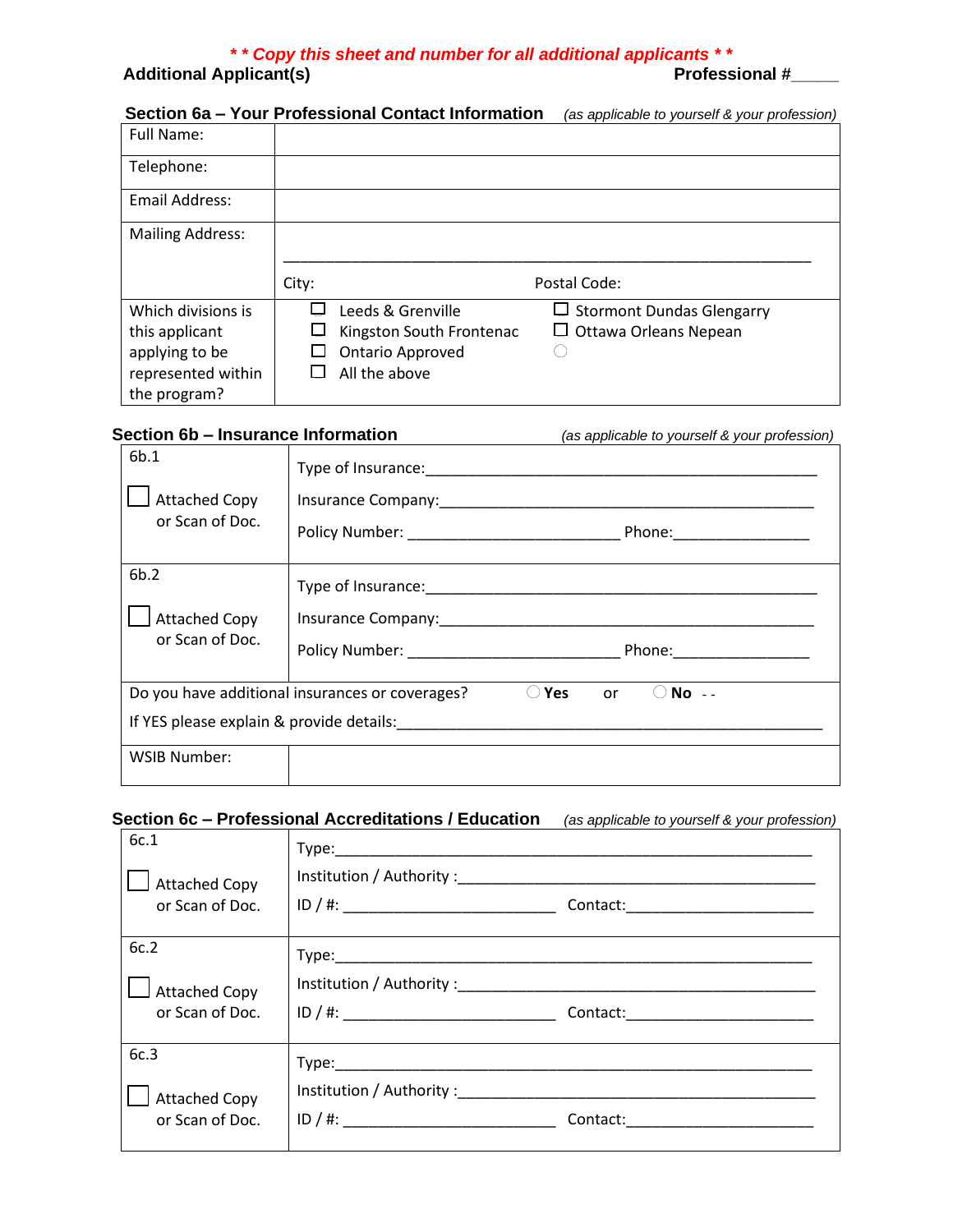***\* \* Copy this sheet and number for all additional applicants \* \****

**Additional Applicant(s)** **Professional #\_\_\_\_\_**

### Section 6a – Your Professional Contact Information *(as applicable to yourself & your profession)*

| | |
|---|---|
| Full Name: | |
| Telephone: | |
| Email Address: | |
| Mailing Address: | \_\_\_\_\_\_\_\_\_\_\_\_\_\_\_\_\_\_\_\_\_\_\_\_\_\_\_\_\_\_\_\_\_\_\_\_\_\_\_\_\_\_\_\_\_\_\_\_\_\_\_\_ <br> City: Postal Code: |
| Which divisions is this applicant applying to be represented within the program? | ☐ Leeds & Grenville <br> ☐ Kingston South Frontenac <br> ☐ Ontario Approved <br> ☐ All the above <br> ☐ Stormont Dundas Glengarry <br> ☐ Ottawa Orleans Nepean <br> ○ |

### Section 6b – Insurance Information *(as applicable to yourself & your profession)*

| | |
|---|---|
| 6b.1 <br> ☐ Attached Copy or Scan of Doc. | Type of Insurance:\_\_\_\_\_\_\_\_\_\_\_\_\_\_\_\_\_\_\_\_\_\_\_\_\_\_\_\_\_\_\_\_\_\_\_\_\_\_\_\_ <br> Insurance Company:\_\_\_\_\_\_\_\_\_\_\_\_\_\_\_\_\_\_\_\_\_\_\_\_\_\_\_\_\_\_\_\_\_\_\_\_\_\_\_ <br> Policy Number: \_\_\_\_\_\_\_\_\_\_\_\_\_\_\_\_\_\_\_\_\_\_\_\_ Phone:\_\_\_\_\_\_\_\_\_\_\_\_\_\_\_\_ |
| 6b.2 <br> ☐ Attached Copy or Scan of Doc. | Type of Insurance:\_\_\_\_\_\_\_\_\_\_\_\_\_\_\_\_\_\_\_\_\_\_\_\_\_\_\_\_\_\_\_\_\_\_\_\_\_\_\_\_ <br> Insurance Company:\_\_\_\_\_\_\_\_\_\_\_\_\_\_\_\_\_\_\_\_\_\_\_\_\_\_\_\_\_\_\_\_\_\_\_\_\_\_\_ <br> Policy Number: \_\_\_\_\_\_\_\_\_\_\_\_\_\_\_\_\_\_\_\_\_\_\_\_ Phone:\_\_\_\_\_\_\_\_\_\_\_\_\_\_\_\_ |
| Do you have additional insurances or coverages? ○ **Yes** or ○ **No** - - <br> If YES please explain & provide details:\_\_\_\_\_\_\_\_\_\_\_\_\_\_\_\_\_\_\_\_\_\_\_\_\_\_\_\_\_\_\_\_\_\_\_\_\_\_\_\_\_\_\_\_\_ | |
| WSIB Number: | |

### Section 6c – Professional Accreditations / Education *(as applicable to yourself & your profession)*

| | |
|---|---|
| 6c.1 <br> ☐ Attached Copy or Scan of Doc. | Type:\_\_\_\_\_\_\_\_\_\_\_\_\_\_\_\_\_\_\_\_\_\_\_\_\_\_\_\_\_\_\_\_\_\_\_\_\_\_\_\_\_\_\_\_\_\_\_\_\_\_ <br> Institution / Authority :\_\_\_\_\_\_\_\_\_\_\_\_\_\_\_\_\_\_\_\_\_\_\_\_\_\_\_\_\_\_\_\_\_\_\_\_\_\_\_ <br> ID / #: \_\_\_\_\_\_\_\_\_\_\_\_\_\_\_\_\_\_\_\_\_\_\_\_ Contact:\_\_\_\_\_\_\_\_\_\_\_\_\_\_\_\_\_\_\_\_\_ |
| 6c.2 <br> ☐ Attached Copy or Scan of Doc. | Type:\_\_\_\_\_\_\_\_\_\_\_\_\_\_\_\_\_\_\_\_\_\_\_\_\_\_\_\_\_\_\_\_\_\_\_\_\_\_\_\_\_\_\_\_\_\_\_\_\_\_ <br> Institution / Authority :\_\_\_\_\_\_\_\_\_\_\_\_\_\_\_\_\_\_\_\_\_\_\_\_\_\_\_\_\_\_\_\_\_\_\_\_\_\_\_ <br> ID / #: \_\_\_\_\_\_\_\_\_\_\_\_\_\_\_\_\_\_\_\_\_\_\_\_ Contact:\_\_\_\_\_\_\_\_\_\_\_\_\_\_\_\_\_\_\_\_\_ |
| 6c.3 <br> ☐ Attached Copy or Scan of Doc. | Type:\_\_\_\_\_\_\_\_\_\_\_\_\_\_\_\_\_\_\_\_\_\_\_\_\_\_\_\_\_\_\_\_\_\_\_\_\_\_\_\_\_\_\_\_\_\_\_\_\_\_ <br> Institution / Authority :\_\_\_\_\_\_\_\_\_\_\_\_\_\_\_\_\_\_\_\_\_\_\_\_\_\_\_\_\_\_\_\_\_\_\_\_\_\_\_ <br> ID / #: \_\_\_\_\_\_\_\_\_\_\_\_\_\_\_\_\_\_\_\_\_\_\_\_ Contact:\_\_\_\_\_\_\_\_\_\_\_\_\_\_\_\_\_\_\_\_\_ |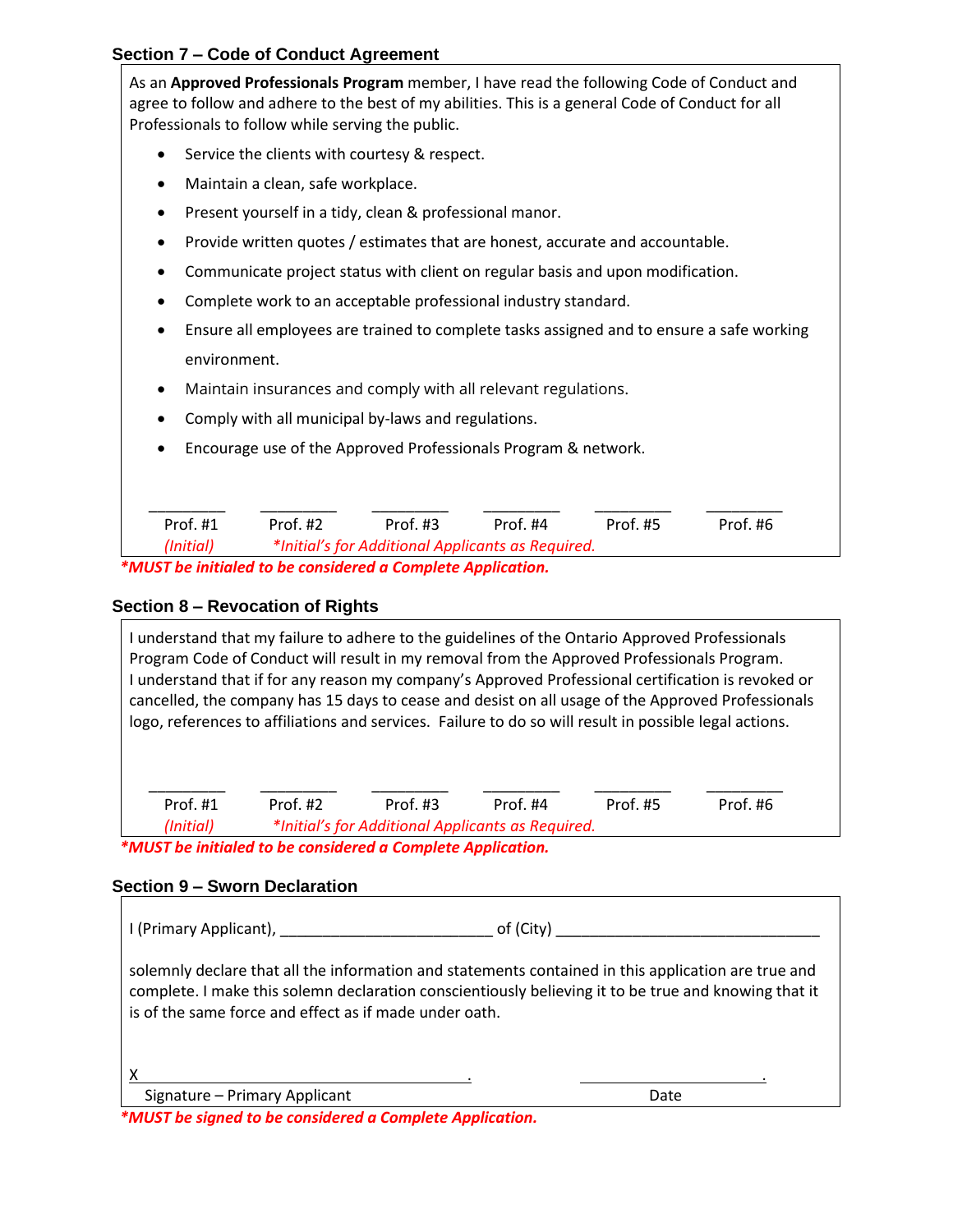### Section 7 – Code of Conduct Agreement

As an **Approved Professionals Program** member, I have read the following Code of Conduct and agree to follow and adhere to the best of my abilities. This is a general Code of Conduct for all Professionals to follow while serving the public.

- Service the clients with courtesy & respect.
- Maintain a clean, safe workplace.
- Present yourself in a tidy, clean & professional manor.
- Provide written quotes / estimates that are honest, accurate and accountable.
- Communicate project status with client on regular basis and upon modification.
- Complete work to an acceptable professional industry standard.
- Ensure all employees are trained to complete tasks assigned and to ensure a safe working environment.
- Maintain insurances and comply with all relevant regulations.
- Comply with all municipal by-laws and regulations.
- Encourage use of the Approved Professionals Program & network.

| _________ | _________ | _________ | _________ | _________ | _________ |
|---|---|---|---|---|---|
| Prof. #1 | Prof. #2 | Prof. #3 | Prof. #4 | Prof. #5 | Prof. #6 |

*(Initial)* *\*Initial's for Additional Applicants as Required.*

***\*MUST be initialed to be considered a Complete Application.***

### Section 8 – Revocation of Rights

I understand that my failure to adhere to the guidelines of the Ontario Approved Professionals Program Code of Conduct will result in my removal from the Approved Professionals Program.
I understand that if for any reason my company's Approved Professional certification is revoked or cancelled, the company has 15 days to cease and desist on all usage of the Approved Professionals logo, references to affiliations and services. Failure to do so will result in possible legal actions.

| _________ | _________ | _________ | _________ | _________ | _________ |
|---|---|---|---|---|---|
| Prof. #1 | Prof. #2 | Prof. #3 | Prof. #4 | Prof. #5 | Prof. #6 |

*(Initial)* *\*Initial's for Additional Applicants as Required.*

***\*MUST be initialed to be considered a Complete Application.***

### Section 9 – Sworn Declaration

I (Primary Applicant), _________________________ of (City) _________________________________

solemnly declare that all the information and statements contained in this application are true and complete. I make this solemn declaration conscientiously believing it to be true and knowing that it is of the same force and effect as if made under oath.

X_________________________________________. _________________________.
Signature – Primary Applicant Date

***\*MUST be signed to be considered a Complete Application.***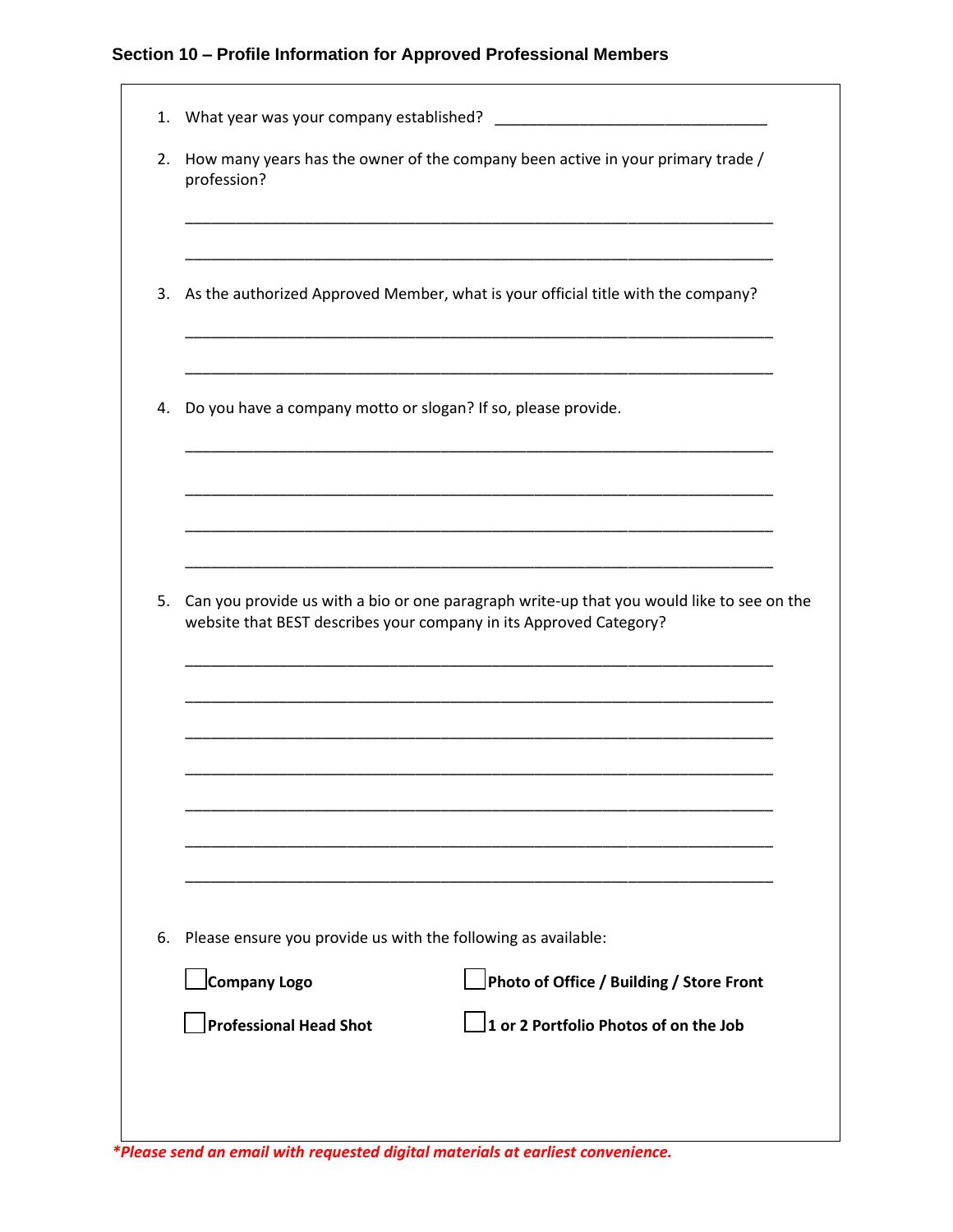## Section 10 – Profile Information for Approved Professional Members

1. What year was your company established? ______________________________

2. How many years has the owner of the company been active in your primary trade / profession?

   ________________________________________________________________

   ________________________________________________________________

3. As the authorized Approved Member, what is your official title with the company?

   ________________________________________________________________

   ________________________________________________________________

4. Do you have a company motto or slogan? If so, please provide.

   ________________________________________________________________

   ________________________________________________________________

   ________________________________________________________________

   ________________________________________________________________

5. Can you provide us with a bio or one paragraph write-up that you would like to see on the website that BEST describes your company in its Approved Category?

   ________________________________________________________________

   ________________________________________________________________

   ________________________________________________________________

   ________________________________________________________________

   ________________________________________________________________

   ________________________________________________________________

   ________________________________________________________________

6. Please ensure you provide us with the following as available:

   - [ ] **Company Logo**
   - [ ] **Photo of Office / Building / Store Front**
   - [ ] **Professional Head Shot**
   - [ ] **1 or 2 Portfolio Photos of on the Job**

***Please send an email with requested digital materials at earliest convenience.***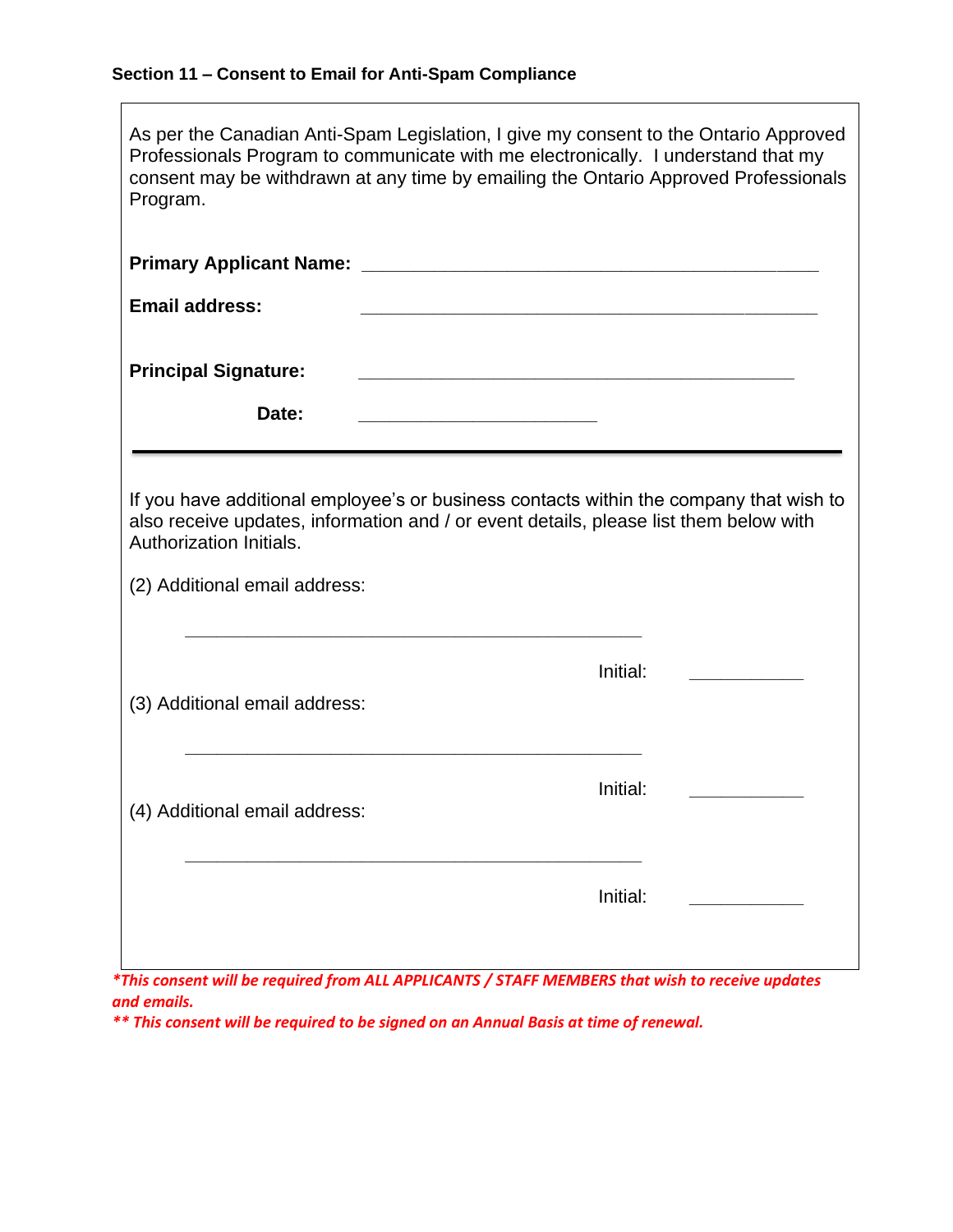### Section 11 – Consent to Email for Anti-Spam Compliance

As per the Canadian Anti-Spam Legislation, I give my consent to the Ontario Approved Professionals Program to communicate with me electronically. I understand that my consent may be withdrawn at any time by emailing the Ontario Approved Professionals Program.

**Primary Applicant Name:** ____________________________________________

**Email address:** ____________________________________________

**Principal Signature:** ____________________________________________

**Date:** ________________________

---

If you have additional employee's or business contacts within the company that wish to also receive updates, information and / or event details, please list them below with Authorization Initials.

(2) Additional email address:

____________________________________________

Initial: ___________

(3) Additional email address:

____________________________________________

Initial: ___________

(4) Additional email address:

____________________________________________

Initial: ___________

***This consent will be required from ALL APPLICANTS / STAFF MEMBERS that wish to receive updates and emails.***

***\*\* This consent will be required to be signed on an Annual Basis at time of renewal.***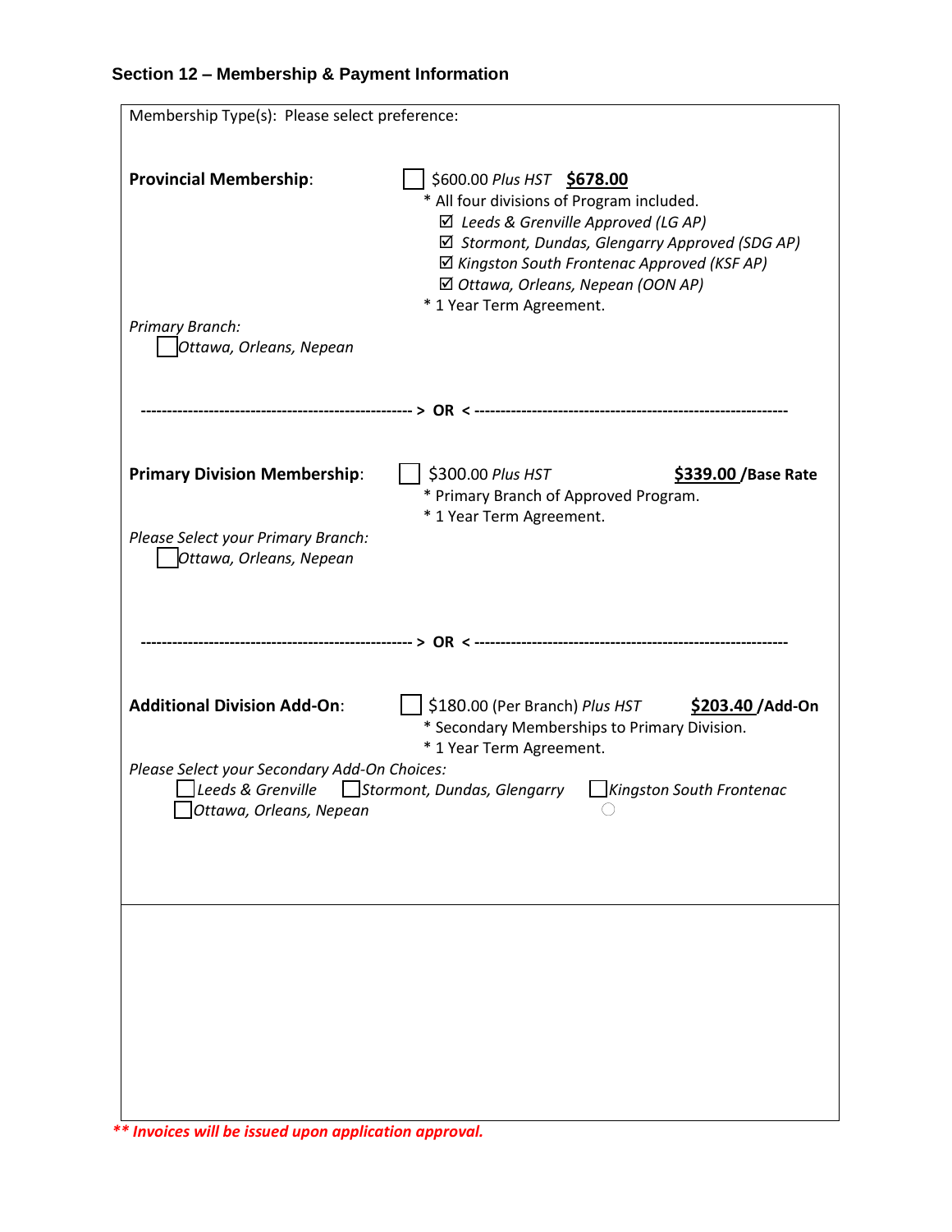## Section 12 – Membership & Payment Information

Membership Type(s): Please select preference:

**Provincial Membership**:

☐ $600.00 *Plus HST* **$678.00**

* All four divisions of Program included.
  - ☑ *Leeds & Grenville Approved (LG AP)*
  - ☑ *Stormont, Dundas, Glengarry Approved (SDG AP)*
  - ☑ *Kingston South Frontenac Approved (KSF AP)*
  - ☑ *Ottawa, Orleans, Nepean (OON AP)*
* 1 Year Term Agreement.

*Primary Branch:*

☐ *Ottawa, Orleans, Nepean*

---------------------------------------------------- > **OR** < -------------------------------------------------------------

**Primary Division Membership**:

☐ $300.00 *Plus HST* **$339.00 /Base Rate**

* Primary Branch of Approved Program.
* 1 Year Term Agreement.

*Please Select your Primary Branch:*

☐ *Ottawa, Orleans, Nepean*

---------------------------------------------------- > **OR** < -------------------------------------------------------------

**Additional Division Add-On**:

☐ $180.00 (Per Branch) *Plus HST* **$203.40 /Add-On**

* Secondary Memberships to Primary Division.
* 1 Year Term Agreement.

*Please Select your Secondary Add-On Choices:*

☐ *Leeds & Grenville* ☐ *Stormont, Dundas, Glengarry* ☐ *Kingston South Frontenac*

☐ *Ottawa, Orleans, Nepean*

***\*\* Invoices will be issued upon application approval.***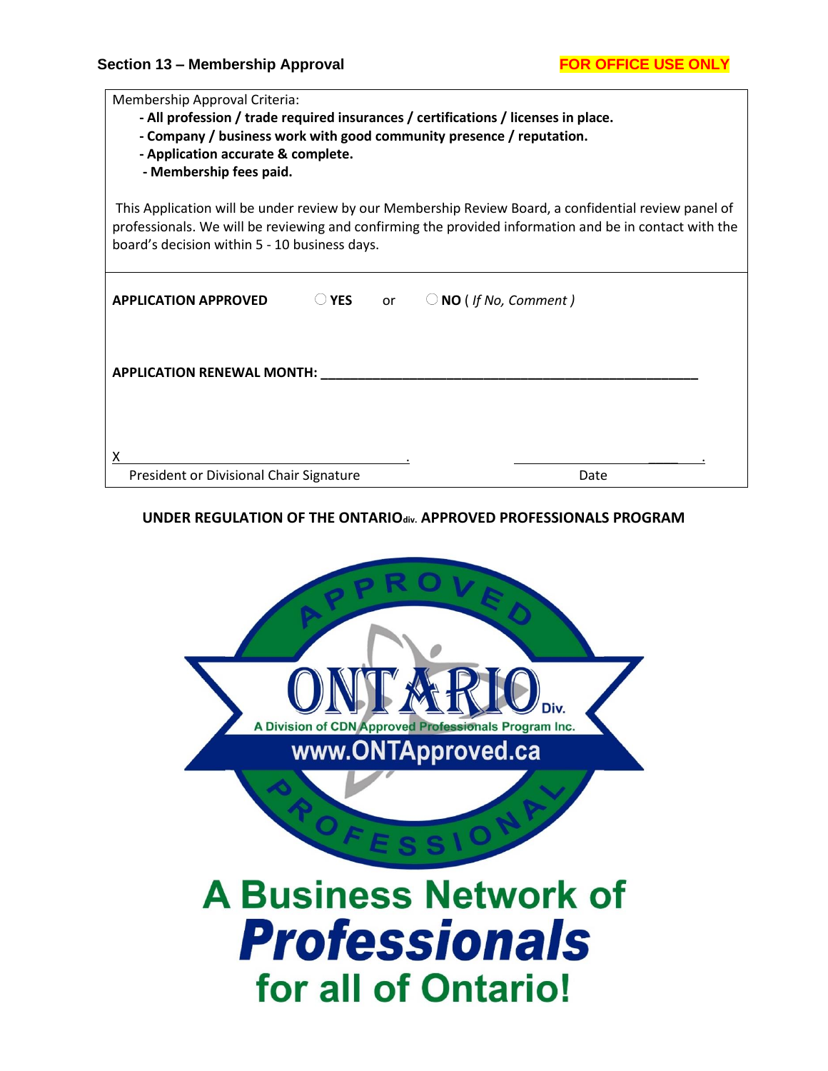## Section 13 – Membership Approval

**FOR OFFICE USE ONLY**

Membership Approval Criteria:

- **All profession / trade required insurances / certifications / licenses in place.**
- **Company / business work with good community presence / reputation.**
- **Application accurate & complete.**
- **Membership fees paid.**

This Application will be under review by our Membership Review Board, a confidential review panel of professionals. We will be reviewing and confirming the provided information and be in contact with the board's decision within 5 - 10 business days.

**APPLICATION APPROVED** ○ **YES** or ○ **NO** ( *If No, Comment* )

**APPLICATION RENEWAL MONTH:** ______________________________________________

X ________________________________________ . ________________________ .

President or Divisional Chair Signature Date

**UNDER REGULATION OF THE ONTARIOdiv. APPROVED PROFESSIONALS PROGRAM**

APPROVED

ONTARIO Div.

A Division of CDN Approved Professionals Program Inc.

www.ONTApproved.ca

PROFESSIONAL

**A Business Network of**

***Professionals***

**for all of Ontario!**